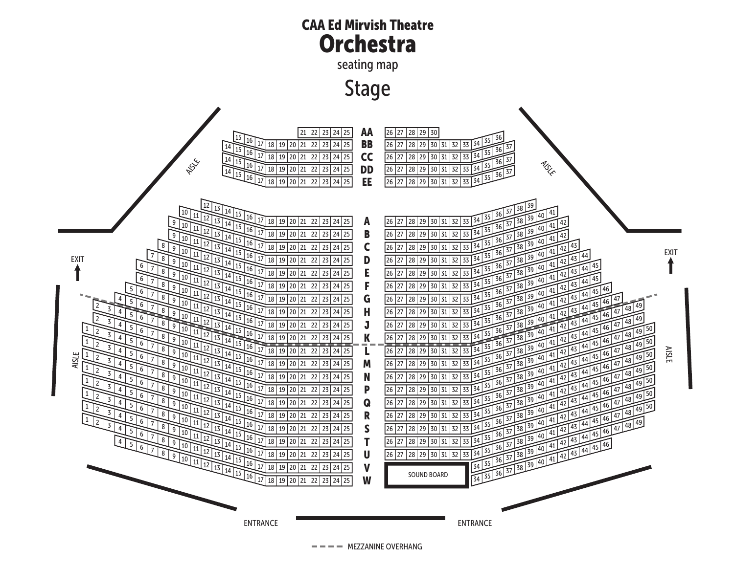# CAA Ed Mirvish Theatre

## Orchestra

seating map

### Stage

| Row | Left seats | Center-left seats | Center-right seats | Right seats |
|---|---|---|---|---|
| AA | | 21–25 | 26–30 | |
| BB | 15–17 | 18–25 | 26–33 | 34–36 |
| CC | 14–17 | 18–25 | 26–33 | 34–37 |
| DD | 14–17 | 18–25 | 26–33 | 34–37 |
| EE | 14–17 | 18–25 | 26–33 | 34–37 |
| A | 12–17 | 18–25 | 26–33 | 34–39 |
| B | 10–17 | 18–25 | 26–33 | 34–41 |
| C | 9–17 | 18–25 | 26–33 | 34–42 |
| D | 9–17 | 18–25 | 26–33 | 34–42 |
| E | 8–17 | 18–25 | 26–33 | 34–43 |
| F | 7–17 | 18–25 | 26–33 | 34–44 |
| G | 6–17 | 18–25 | 26–33 | 34–45 |
| H | 6–17 | 18–25 | 26–33 | 34–45 |
| J | 5–17 | 18–25 | 26–33 | 34–46 |
| K | 4–17 | 18–25 | 26–33 | 34–47 |
| L | 2–17 | 18–25 | 26–33 | 34–49 |
| M | 2–17 | 18–25 | 26–33 | 34–49 |
| N | 1–17 | 18–25 | 26–33 | 34–50 |
| P | 1–17 | 18–25 | 26–33 | 34–50 |
| Q | 1–17 | 18–25 | 26–33 | 34–50 |
| R | 1–17 | 18–25 | 26–33 | 34–50 |
| S | 1–17 | 18–25 | 26–33 | 34–50 |
| T | 1–17 | 18–25 | 26–33 | 34–50 |
| U | 1–17 | 18–25 | 26–33 | 34–49 |
| V | 4–17 | 18–25 | 26–33 | 34–46 |
| W | 4–17 | 18–25 | SOUND BOARD | 34–42 |

AISLE

EXIT

ENTRANCE

ENTRANCE

SOUND BOARD

- - - MEZZANINE OVERHANG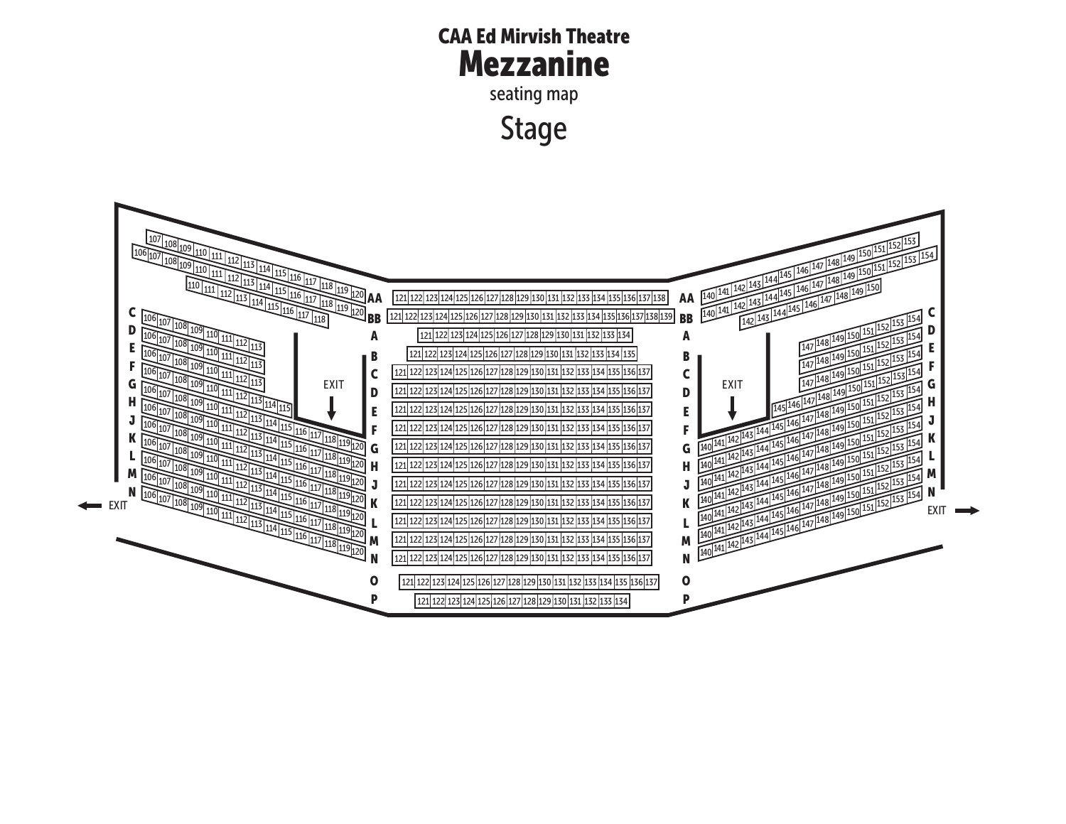## CAA Ed Mirvish Theatre

# Mezzanine

seating map

Stage

AA

BB

A

B

C

D

E

F

G

H

J

K

L

M

N

O

P

EXIT

EXIT

EXIT

EXIT